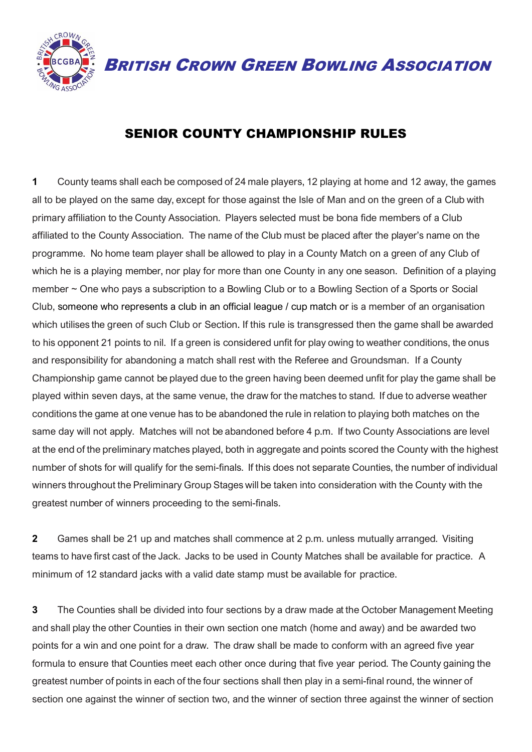# BRITISH CROWN GREEN BOWLING ASSOCIATION

## SENIOR COUNTY CHAMPIONSHIP RULES

**1** County teams shall each be composed of 24 male players, 12 playing at home and 12 away, the games all to be played on the same day, except for those against the Isle of Man and on the green of a Club with primary affiliation to the County Association. Players selected must be bona fide members of a Club affiliated to the County Association. The name of the Club must be placed after the player's name on the programme. No home team player shall be allowed to play in a County Match on a green of any Club of which he is a playing member, nor play for more than one County in any one season. Definition of a playing member ~ One who pays a subscription to a Bowling Club or to a Bowling Section of a Sports or Social Club, someone who represents a club in an official league / cup match or is a member of an organisation which utilises the green of such Club or Section. If this rule is transgressed then the game shall be awarded to his opponent 21 points to nil. If a green is considered unfit for play owing to weather conditions, the onus and responsibility for abandoning a match shall rest with the Referee and Groundsman. If a County Championship game cannot be played due to the green having been deemed unfit for play the game shall be played within seven days, at the same venue, the draw for the matches to stand. If due to adverse weather conditions the game at one venue has to be abandoned the rule in relation to playing both matches on the same day will not apply. Matches will not be abandoned before 4 p.m. If two County Associations are level at the end of the preliminary matches played, both in aggregate and points scored the County with the highest number of shots for will qualify for the semi-finals. If this does not separate Counties, the number of individual winners throughout the Preliminary Group Stages will be taken into consideration with the County with the greatest number of winners proceeding to the semi-finals.

**2** Games shall be 21 up and matches shall commence at 2 p.m. unless mutually arranged. Visiting teams to have first cast of the Jack. Jacks to be used in County Matches shall be available for practice. A minimum of 12 standard jacks with a valid date stamp must be available for practice.

**3** The Counties shall be divided into four sections by a draw made at the October Management Meeting and shall play the other Counties in their own section one match (home and away) and be awarded two points for a win and one point for a draw. The draw shall be made to conform with an agreed five year formula to ensure that Counties meet each other once during that five year period. The County gaining the greatest number of points in each of the four sections shall then play in a semi-final round, the winner of section one against the winner of section two, and the winner of section three against the winner of section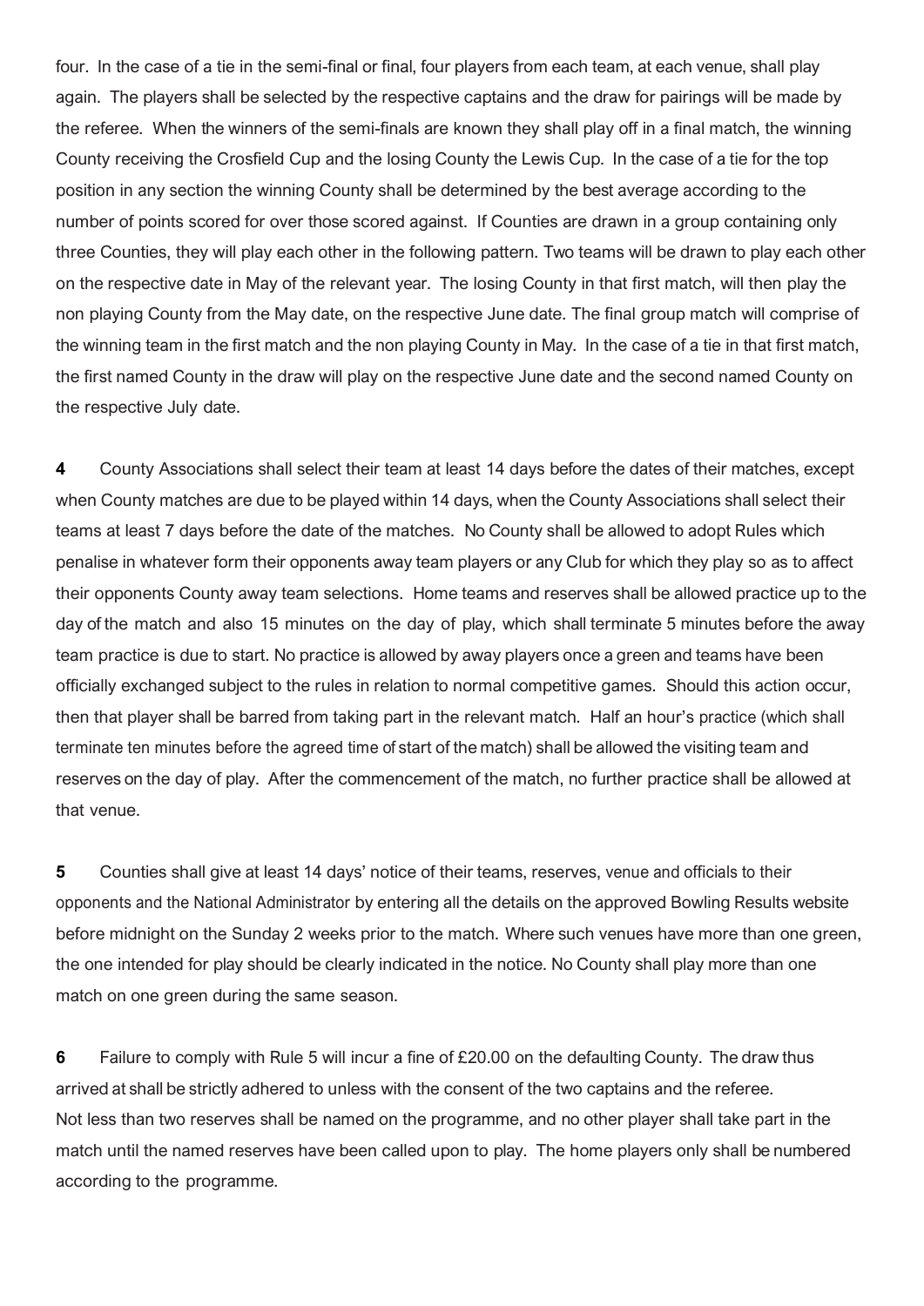four. In the case of a tie in the semi-final or final, four players from each team, at each venue, shall play again. The players shall be selected by the respective captains and the draw for pairings will be made by the referee. When the winners of the semi-finals are known they shall play off in a final match, the winning County receiving the Crosfield Cup and the losing County the Lewis Cup. In the case of a tie for the top position in any section the winning County shall be determined by the best average according to the number of points scored for over those scored against. If Counties are drawn in a group containing only three Counties, they will play each other in the following pattern. Two teams will be drawn to play each other on the respective date in May of the relevant year. The losing County in that first match, will then play the non playing County from the May date, on the respective June date. The final group match will comprise of the winning team in the first match and the non playing County in May. In the case of a tie in that first match, the first named County in the draw will play on the respective June date and the second named County on the respective July date.

**4** County Associations shall select their team at least 14 days before the dates of their matches, except when County matches are due to be played within 14 days, when the County Associations shall select their teams at least 7 days before the date of the matches. No County shall be allowed to adopt Rules which penalise in whatever form their opponents away team players or any Club for which they play so as to affect their opponents County away team selections. Home teams and reserves shall be allowed practice up to the day of the match and also 15 minutes on the day of play, which shall terminate 5 minutes before the away team practice is due to start. No practice is allowed by away players once a green and teams have been officially exchanged subject to the rules in relation to normal competitive games. Should this action occur, then that player shall be barred from taking part in the relevant match. Half an hour's practice (which shall terminate ten minutes before the agreed time of start of the match) shall be allowed the visiting team and reserves on the day of play. After the commencement of the match, no further practice shall be allowed at that venue.

**5** Counties shall give at least 14 days' notice of their teams, reserves, venue and officials to their opponents and the National Administrator by entering all the details on the approved Bowling Results website before midnight on the Sunday 2 weeks prior to the match. Where such venues have more than one green, the one intended for play should be clearly indicated in the notice. No County shall play more than one match on one green during the same season.

**6** Failure to comply with Rule 5 will incur a fine of £20.00 on the defaulting County. The draw thus arrived at shall be strictly adhered to unless with the consent of the two captains and the referee.
Not less than two reserves shall be named on the programme, and no other player shall take part in the match until the named reserves have been called upon to play. The home players only shall be numbered according to the programme.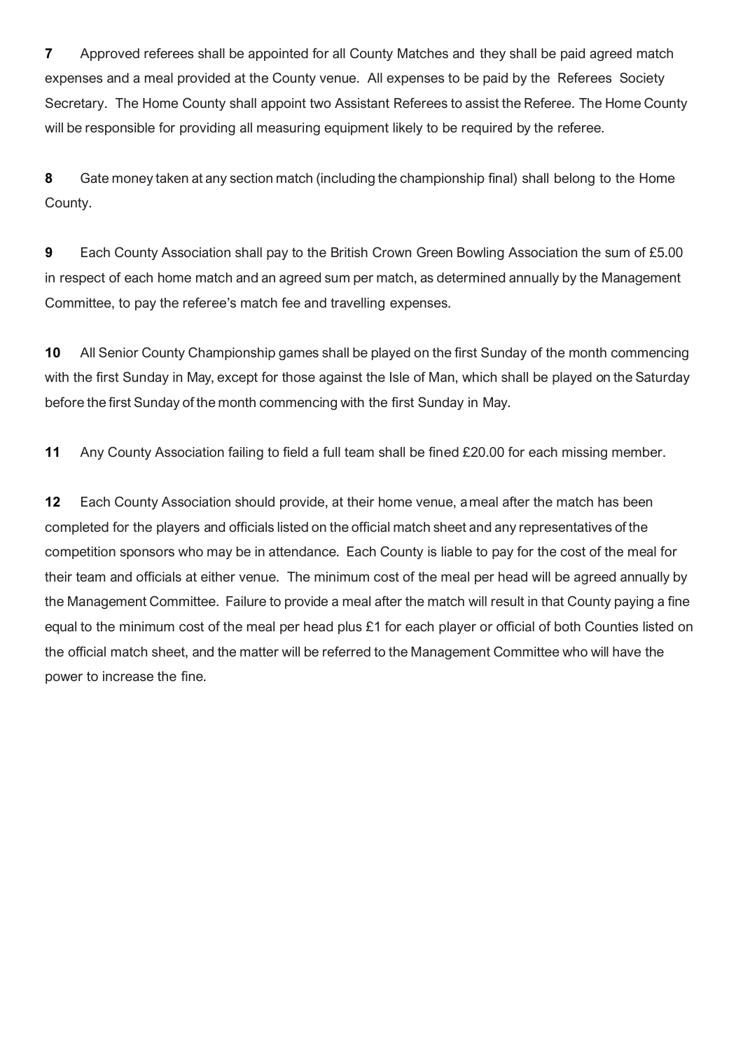**7** Approved referees shall be appointed for all County Matches and they shall be paid agreed match expenses and a meal provided at the County venue. All expenses to be paid by the Referees Society Secretary. The Home County shall appoint two Assistant Referees to assist the Referee. The Home County will be responsible for providing all measuring equipment likely to be required by the referee.

**8** Gate money taken at any section match (including the championship final) shall belong to the Home County.

**9** Each County Association shall pay to the British Crown Green Bowling Association the sum of £5.00 in respect of each home match and an agreed sum per match, as determined annually by the Management Committee, to pay the referee's match fee and travelling expenses.

**10** All Senior County Championship games shall be played on the first Sunday of the month commencing with the first Sunday in May, except for those against the Isle of Man, which shall be played on the Saturday before the first Sunday of the month commencing with the first Sunday in May.

**11** Any County Association failing to field a full team shall be fined £20.00 for each missing member.

**12** Each County Association should provide, at their home venue, a meal after the match has been completed for the players and officials listed on the official match sheet and any representatives of the competition sponsors who may be in attendance. Each County is liable to pay for the cost of the meal for their team and officials at either venue. The minimum cost of the meal per head will be agreed annually by the Management Committee. Failure to provide a meal after the match will result in that County paying a fine equal to the minimum cost of the meal per head plus £1 for each player or official of both Counties listed on the official match sheet, and the matter will be referred to the Management Committee who will have the power to increase the fine.